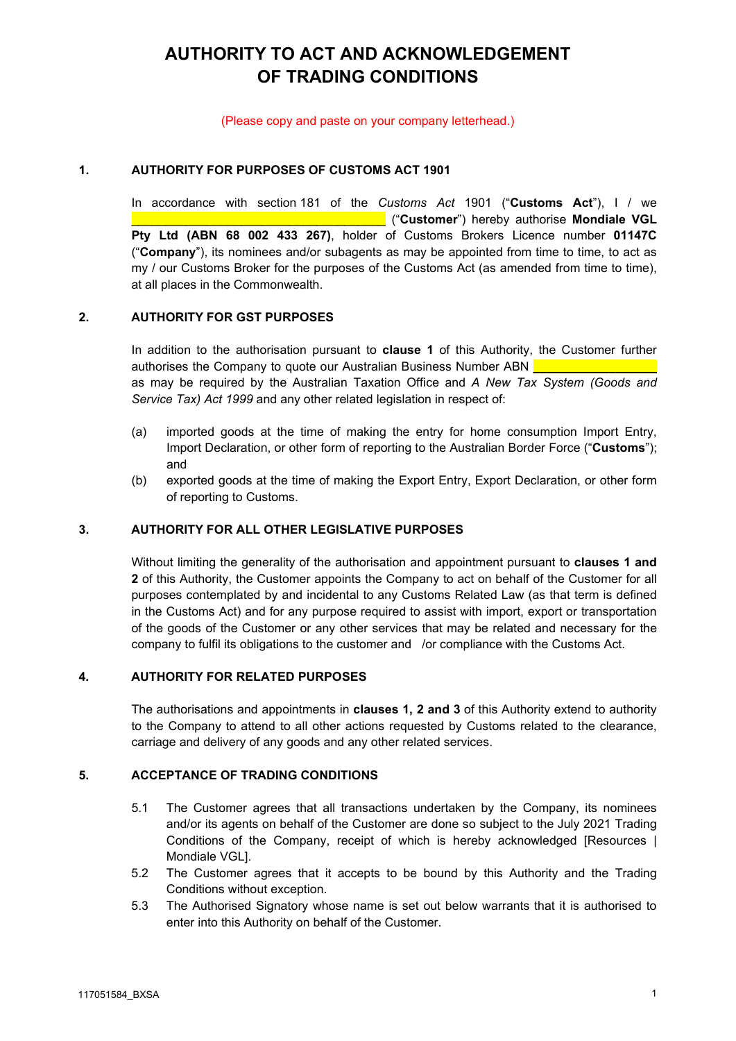# AUTHORITY TO ACT AND ACKNOWLEDGEMENT OF TRADING CONDITIONS

(Please copy and paste on your company letterhead.)

## 1. AUTHORITY FOR PURPOSES OF CUSTOMS ACT 1901

In accordance with section 181 of the *Customs Act* 1901 ("**Customs Act**"), I / we ______________________________ ("**Customer**") hereby authorise **Mondiale VGL Pty Ltd (ABN 68 002 433 267)**, holder of Customs Brokers Licence number **01147C** ("**Company**"), its nominees and/or subagents as may be appointed from time to time, to act as my / our Customs Broker for the purposes of the Customs Act (as amended from time to time), at all places in the Commonwealth.

## 2. AUTHORITY FOR GST PURPOSES

In addition to the authorisation pursuant to **clause 1** of this Authority, the Customer further authorises the Company to quote our Australian Business Number ABN ________________ as may be required by the Australian Taxation Office and *A New Tax System (Goods and Service Tax) Act 1999* and any other related legislation in respect of:

(a) imported goods at the time of making the entry for home consumption Import Entry, Import Declaration, or other form of reporting to the Australian Border Force ("**Customs**"); and

(b) exported goods at the time of making the Export Entry, Export Declaration, or other form of reporting to Customs.

## 3. AUTHORITY FOR ALL OTHER LEGISLATIVE PURPOSES

Without limiting the generality of the authorisation and appointment pursuant to **clauses 1 and 2** of this Authority, the Customer appoints the Company to act on behalf of the Customer for all purposes contemplated by and incidental to any Customs Related Law (as that term is defined in the Customs Act) and for any purpose required to assist with import, export or transportation of the goods of the Customer or any other services that may be related and necessary for the company to fulfil its obligations to the customer and /or compliance with the Customs Act.

## 4. AUTHORITY FOR RELATED PURPOSES

The authorisations and appointments in **clauses 1, 2 and 3** of this Authority extend to authority to the Company to attend to all other actions requested by Customs related to the clearance, carriage and delivery of any goods and any other related services.

## 5. ACCEPTANCE OF TRADING CONDITIONS

5.1 The Customer agrees that all transactions undertaken by the Company, its nominees and/or its agents on behalf of the Customer are done so subject to the July 2021 Trading Conditions of the Company, receipt of which is hereby acknowledged [Resources | Mondiale VGL].

5.2 The Customer agrees that it accepts to be bound by this Authority and the Trading Conditions without exception.

5.3 The Authorised Signatory whose name is set out below warrants that it is authorised to enter into this Authority on behalf of the Customer.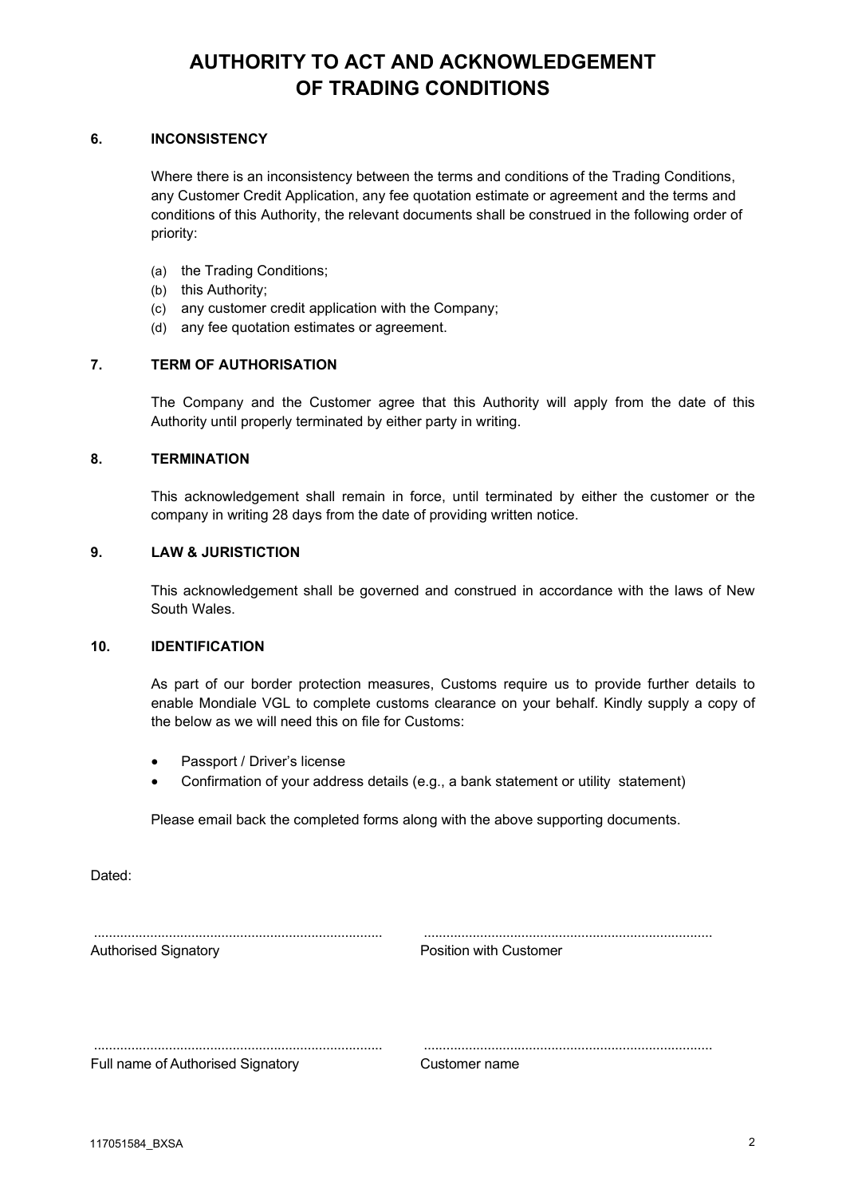# AUTHORITY TO ACT AND ACKNOWLEDGEMENT OF TRADING CONDITIONS

## 6. INCONSISTENCY

Where there is an inconsistency between the terms and conditions of the Trading Conditions, any Customer Credit Application, any fee quotation estimate or agreement and the terms and conditions of this Authority, the relevant documents shall be construed in the following order of priority:

(a) the Trading Conditions;
(b) this Authority;
(c) any customer credit application with the Company;
(d) any fee quotation estimates or agreement.

## 7. TERM OF AUTHORISATION

The Company and the Customer agree that this Authority will apply from the date of this Authority until properly terminated by either party in writing.

## 8. TERMINATION

This acknowledgement shall remain in force, until terminated by either the customer or the company in writing 28 days from the date of providing written notice.

## 9. LAW & JURISTICTION

This acknowledgement shall be governed and construed in accordance with the laws of New South Wales.

## 10. IDENTIFICATION

As part of our border protection measures, Customs require us to provide further details to enable Mondiale VGL to complete customs clearance on your behalf. Kindly supply a copy of the below as we will need this on file for Customs:

- Passport / Driver's license
- Confirmation of your address details (e.g., a bank statement or utility statement)

Please email back the completed forms along with the above supporting documents.

Dated:

| | |
|---|---|
| ............................................................................ | ............................................................................ |
| Authorised Signatory | Position with Customer |
| ............................................................................ | ............................................................................ |
| Full name of Authorised Signatory | Customer name |

117051584_BXSA